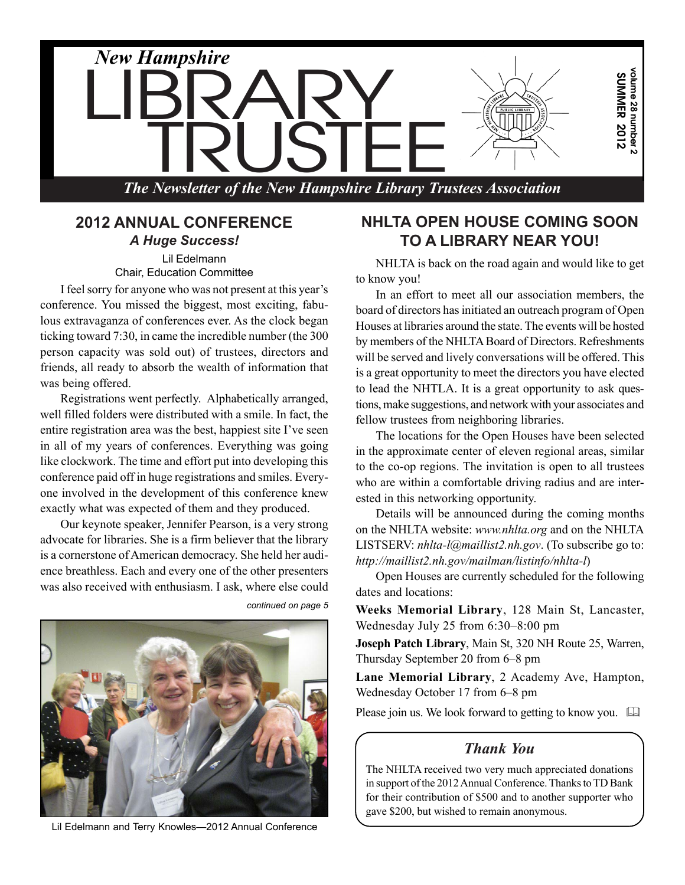# New Hampshire LIBRARY TRUSTEE

**volume 28 number 2**
**SUMMER 2012**

*The Newsletter of the New Hampshire Library Trustees Association*

## 2012 ANNUAL CONFERENCE
### *A Huge Success!*

Lil Edelmann
Chair, Education Committee

I feel sorry for anyone who was not present at this year's conference. You missed the biggest, most exciting, fabulous extravaganza of conferences ever. As the clock began ticking toward 7:30, in came the incredible number (the 300 person capacity was sold out) of trustees, directors and friends, all ready to absorb the wealth of information that was being offered.

Registrations went perfectly. Alphabetically arranged, well filled folders were distributed with a smile. In fact, the entire registration area was the best, happiest site I've seen in all of my years of conferences. Everything was going like clockwork. The time and effort put into developing this conference paid off in huge registrations and smiles. Everyone involved in the development of this conference knew exactly what was expected of them and they produced.

Our keynote speaker, Jennifer Pearson, is a very strong advocate for libraries. She is a firm believer that the library is a cornerstone of American democracy. She held her audience breathless. Each and every one of the other presenters was also received with enthusiasm. I ask, where else could

*continued on page 5*

Lil Edelmann and Terry Knowles—2012 Annual Conference

## NHLTA OPEN HOUSE COMING SOON TO A LIBRARY NEAR YOU!

NHLTA is back on the road again and would like to get to know you!

In an effort to meet all our association members, the board of directors has initiated an outreach program of Open Houses at libraries around the state. The events will be hosted by members of the NHLTA Board of Directors. Refreshments will be served and lively conversations will be offered. This is a great opportunity to meet the directors you have elected to lead the NHTLA. It is a great opportunity to ask questions, make suggestions, and network with your associates and fellow trustees from neighboring libraries.

The locations for the Open Houses have been selected in the approximate center of eleven regional areas, similar to the co-op regions. The invitation is open to all trustees who are within a comfortable driving radius and are interested in this networking opportunity.

Details will be announced during the coming months on the NHLTA website: *www.nhlta.org* and on the NHLTA LISTSERV: *nhlta-l@maillist2.nh.gov*. (To subscribe go to: *http://maillist2.nh.gov/mailman/listinfo/nhlta-l*)

Open Houses are currently scheduled for the following dates and locations:

**Weeks Memorial Library**, 128 Main St, Lancaster, Wednesday July 25 from 6:30–8:00 pm

**Joseph Patch Library**, Main St, 320 NH Route 25, Warren, Thursday September 20 from 6–8 pm

**Lane Memorial Library**, 2 Academy Ave, Hampton, Wednesday October 17 from 6–8 pm

Please join us. We look forward to getting to know you.

### *Thank You*

The NHLTA received two very much appreciated donations in support of the 2012 Annual Conference. Thanks to TD Bank for their contribution of $500 and to another supporter who gave $200, but wished to remain anonymous.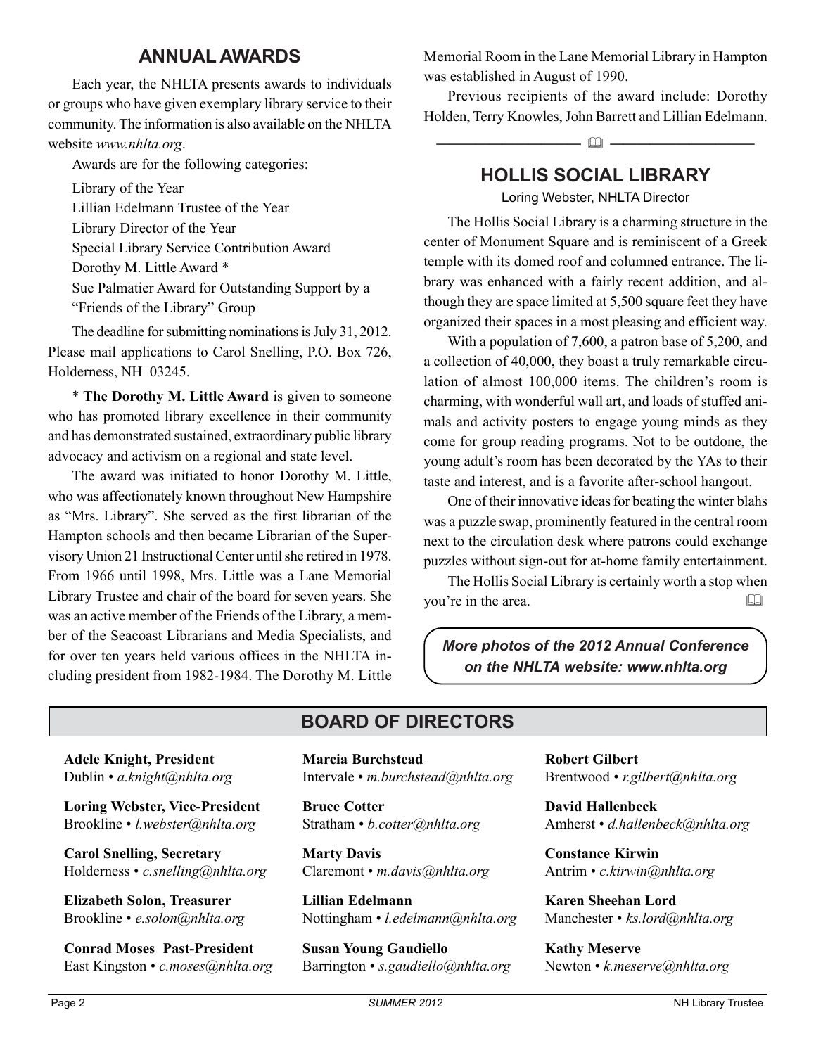## ANNUAL AWARDS

Each year, the NHLTA presents awards to individuals or groups who have given exemplary library service to their community. The information is also available on the NHLTA website *www.nhlta.org*.

Awards are for the following categories:

Library of the Year
Lillian Edelmann Trustee of the Year
Library Director of the Year
Special Library Service Contribution Award
Dorothy M. Little Award *
Sue Palmatier Award for Outstanding Support by a "Friends of the Library" Group

The deadline for submitting nominations is July 31, 2012. Please mail applications to Carol Snelling, P.O. Box 726, Holderness, NH 03245.

* **The Dorothy M. Little Award** is given to someone who has promoted library excellence in their community and has demonstrated sustained, extraordinary public library advocacy and activism on a regional and state level.

The award was initiated to honor Dorothy M. Little, who was affectionately known throughout New Hampshire as "Mrs. Library". She served as the first librarian of the Hampton schools and then became Librarian of the Supervisory Union 21 Instructional Center until she retired in 1978. From 1966 until 1998, Mrs. Little was a Lane Memorial Library Trustee and chair of the board for seven years. She was an active member of the Friends of the Library, a member of the Seacoast Librarians and Media Specialists, and for over ten years held various offices in the NHLTA including president from 1982-1984. The Dorothy M. Little Memorial Room in the Lane Memorial Library in Hampton was established in August of 1990.

Previous recipients of the award include: Dorothy Holden, Terry Knowles, John Barrett and Lillian Edelmann.

## HOLLIS SOCIAL LIBRARY

Loring Webster, NHLTA Director

The Hollis Social Library is a charming structure in the center of Monument Square and is reminiscent of a Greek temple with its domed roof and columned entrance. The library was enhanced with a fairly recent addition, and although they are space limited at 5,500 square feet they have organized their spaces in a most pleasing and efficient way.

With a population of 7,600, a patron base of 5,200, and a collection of 40,000, they boast a truly remarkable circulation of almost 100,000 items. The children's room is charming, with wonderful wall art, and loads of stuffed animals and activity posters to engage young minds as they come for group reading programs. Not to be outdone, the young adult's room has been decorated by the YAs to their taste and interest, and is a favorite after-school hangout.

One of their innovative ideas for beating the winter blahs was a puzzle swap, prominently featured in the central room next to the circulation desk where patrons could exchange puzzles without sign-out for at-home family entertainment.

The Hollis Social Library is certainly worth a stop when you're in the area.

***More photos of the 2012 Annual Conference on the NHLTA website: www.nhlta.org***

## BOARD OF DIRECTORS

**Adele Knight, President**
Dublin • *a.knight@nhlta.org*

**Loring Webster, Vice-President**
Brookline • *l.webster@nhlta.org*

**Carol Snelling, Secretary**
Holderness • *c.snelling@nhlta.org*

**Elizabeth Solon, Treasurer**
Brookline • *e.solon@nhlta.org*

**Conrad Moses Past-President**
East Kingston • *c.moses@nhlta.org*

**Marcia Burchstead**
Intervale • *m.burchstead@nhlta.org*

**Bruce Cotter**
Stratham • *b.cotter@nhlta.org*

**Marty Davis**
Claremont • *m.davis@nhlta.org*

**Lillian Edelmann**
Nottingham • *l.edelmann@nhlta.org*

**Susan Young Gaudiello**
Barrington • *s.gaudiello@nhlta.org*

**Robert Gilbert**
Brentwood • *r.gilbert@nhlta.org*

**David Hallenbeck**
Amherst • *d.hallenbeck@nhlta.org*

**Constance Kirwin**
Antrim • *c.kirwin@nhlta.org*

**Karen Sheehan Lord**
Manchester • *ks.lord@nhlta.org*

**Kathy Meserve**
Newton • *k.meserve@nhlta.org*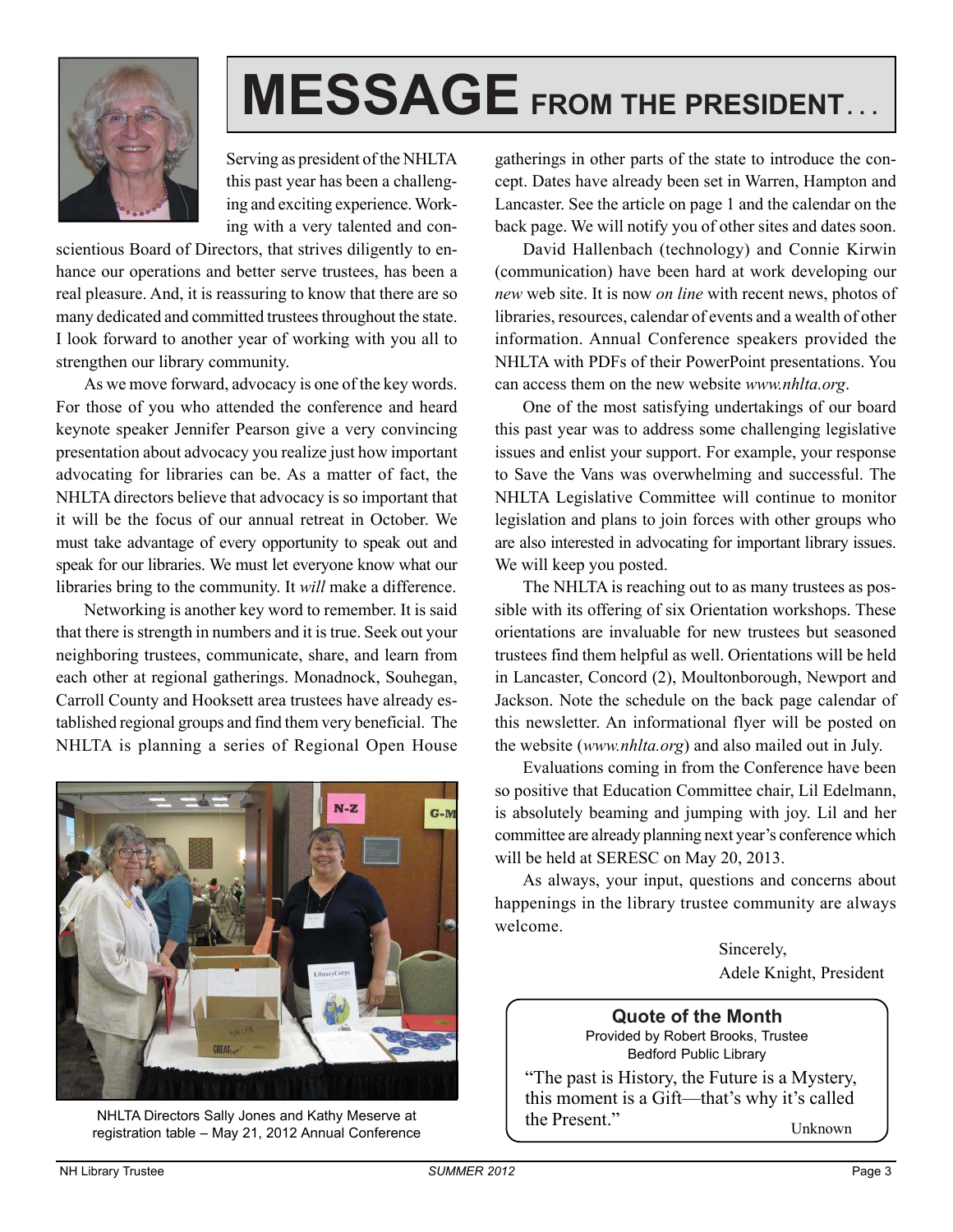# MESSAGE FROM THE PRESIDENT...

Serving as president of the NHLTA this past year has been a challenging and exciting experience. Working with a very talented and conscientious Board of Directors, that strives diligently to enhance our operations and better serve trustees, has been a real pleasure. And, it is reassuring to know that there are so many dedicated and committed trustees throughout the state. I look forward to another year of working with you all to strengthen our library community.

As we move forward, advocacy is one of the key words. For those of you who attended the conference and heard keynote speaker Jennifer Pearson give a very convincing presentation about advocacy you realize just how important advocating for libraries can be. As a matter of fact, the NHLTA directors believe that advocacy is so important that it will be the focus of our annual retreat in October. We must take advantage of every opportunity to speak out and speak for our libraries. We must let everyone know what our libraries bring to the community. It *will* make a difference.

Networking is another key word to remember. It is said that there is strength in numbers and it is true. Seek out your neighboring trustees, communicate, share, and learn from each other at regional gatherings. Monadnock, Souhegan, Carroll County and Hooksett area trustees have already established regional groups and find them very beneficial. The NHLTA is planning a series of Regional Open House gatherings in other parts of the state to introduce the concept. Dates have already been set in Warren, Hampton and Lancaster. See the article on page 1 and the calendar on the back page. We will notify you of other sites and dates soon.

NHLTA Directors Sally Jones and Kathy Meserve at registration table – May 21, 2012 Annual Conference

David Hallenbach (technology) and Connie Kirwin (communication) have been hard at work developing our *new* web site. It is now *on line* with recent news, photos of libraries, resources, calendar of events and a wealth of other information. Annual Conference speakers provided the NHLTA with PDFs of their PowerPoint presentations. You can access them on the new website *www.nhlta.org*.

One of the most satisfying undertakings of our board this past year was to address some challenging legislative issues and enlist your support. For example, your response to Save the Vans was overwhelming and successful. The NHLTA Legislative Committee will continue to monitor legislation and plans to join forces with other groups who are also interested in advocating for important library issues. We will keep you posted.

The NHLTA is reaching out to as many trustees as possible with its offering of six Orientation workshops. These orientations are invaluable for new trustees but seasoned trustees find them helpful as well. Orientations will be held in Lancaster, Concord (2), Moultonborough, Newport and Jackson. Note the schedule on the back page calendar of this newsletter. An informational flyer will be posted on the website (*www.nhlta.org*) and also mailed out in July.

Evaluations coming in from the Conference have been so positive that Education Committee chair, Lil Edelmann, is absolutely beaming and jumping with joy. Lil and her committee are already planning next year's conference which will be held at SERESC on May 20, 2013.

As always, your input, questions and concerns about happenings in the library trustee community are always welcome.

Sincerely,
Adele Knight, President

**Quote of the Month**
Provided by Robert Brooks, Trustee
Bedford Public Library

"The past is History, the Future is a Mystery, this moment is a Gift—that's why it's called the Present."

Unknown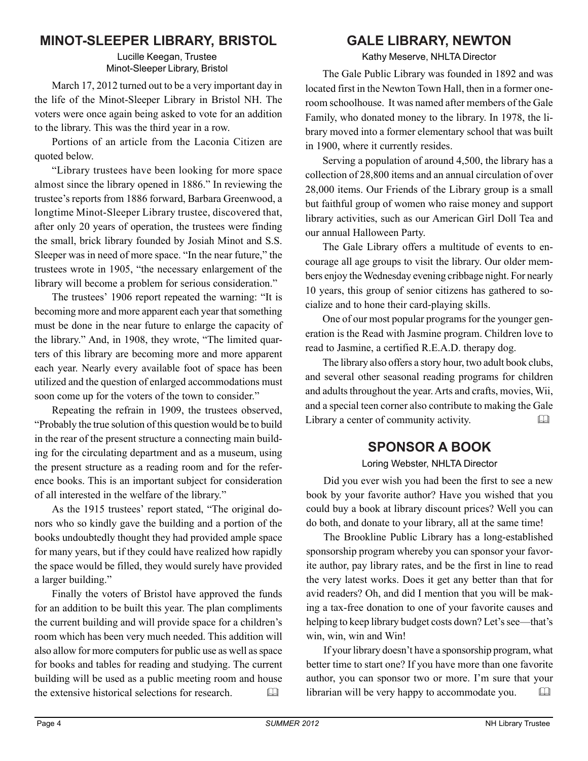## MINOT-SLEEPER LIBRARY, BRISTOL

Lucille Keegan, Trustee
Minot-Sleeper Library, Bristol

March 17, 2012 turned out to be a very important day in the life of the Minot-Sleeper Library in Bristol NH. The voters were once again being asked to vote for an addition to the library. This was the third year in a row.

Portions of an article from the Laconia Citizen are quoted below.

"Library trustees have been looking for more space almost since the library opened in 1886." In reviewing the trustee's reports from 1886 forward, Barbara Greenwood, a longtime Minot-Sleeper Library trustee, discovered that, after only 20 years of operation, the trustees were finding the small, brick library founded by Josiah Minot and S.S. Sleeper was in need of more space. "In the near future," the trustees wrote in 1905, "the necessary enlargement of the library will become a problem for serious consideration."

The trustees' 1906 report repeated the warning: "It is becoming more and more apparent each year that something must be done in the near future to enlarge the capacity of the library." And, in 1908, they wrote, "The limited quarters of this library are becoming more and more apparent each year. Nearly every available foot of space has been utilized and the question of enlarged accommodations must soon come up for the voters of the town to consider."

Repeating the refrain in 1909, the trustees observed, "Probably the true solution of this question would be to build in the rear of the present structure a connecting main building for the circulating department and as a museum, using the present structure as a reading room and for the reference books. This is an important subject for consideration of all interested in the welfare of the library."

As the 1915 trustees' report stated, "The original donors who so kindly gave the building and a portion of the books undoubtedly thought they had provided ample space for many years, but if they could have realized how rapidly the space would be filled, they would surely have provided a larger building."

Finally the voters of Bristol have approved the funds for an addition to be built this year. The plan compliments the current building and will provide space for a children's room which has been very much needed. This addition will also allow for more computers for public use as well as space for books and tables for reading and studying. The current building will be used as a public meeting room and house the extensive historical selections for research. 📖

## GALE LIBRARY, NEWTON

Kathy Meserve, NHLTA Director

The Gale Public Library was founded in 1892 and was located first in the Newton Town Hall, then in a former one-room schoolhouse. It was named after members of the Gale Family, who donated money to the library. In 1978, the library moved into a former elementary school that was built in 1900, where it currently resides.

Serving a population of around 4,500, the library has a collection of 28,800 items and an annual circulation of over 28,000 items. Our Friends of the Library group is a small but faithful group of women who raise money and support library activities, such as our American Girl Doll Tea and our annual Halloween Party.

The Gale Library offers a multitude of events to encourage all age groups to visit the library. Our older members enjoy the Wednesday evening cribbage night. For nearly 10 years, this group of senior citizens has gathered to socialize and to hone their card-playing skills.

One of our most popular programs for the younger generation is the Read with Jasmine program. Children love to read to Jasmine, a certified R.E.A.D. therapy dog.

The library also offers a story hour, two adult book clubs, and several other seasonal reading programs for children and adults throughout the year. Arts and crafts, movies, Wii, and a special teen corner also contribute to making the Gale Library a center of community activity. 📖

## SPONSOR A BOOK

Loring Webster, NHLTA Director

Did you ever wish you had been the first to see a new book by your favorite author? Have you wished that you could buy a book at library discount prices? Well you can do both, and donate to your library, all at the same time!

The Brookline Public Library has a long-established sponsorship program whereby you can sponsor your favorite author, pay library rates, and be the first in line to read the very latest works. Does it get any better than that for avid readers? Oh, and did I mention that you will be making a tax-free donation to one of your favorite causes and helping to keep library budget costs down? Let's see—that's win, win, win and Win!

If your library doesn't have a sponsorship program, what better time to start one? If you have more than one favorite author, you can sponsor two or more. I'm sure that your librarian will be very happy to accommodate you. 📖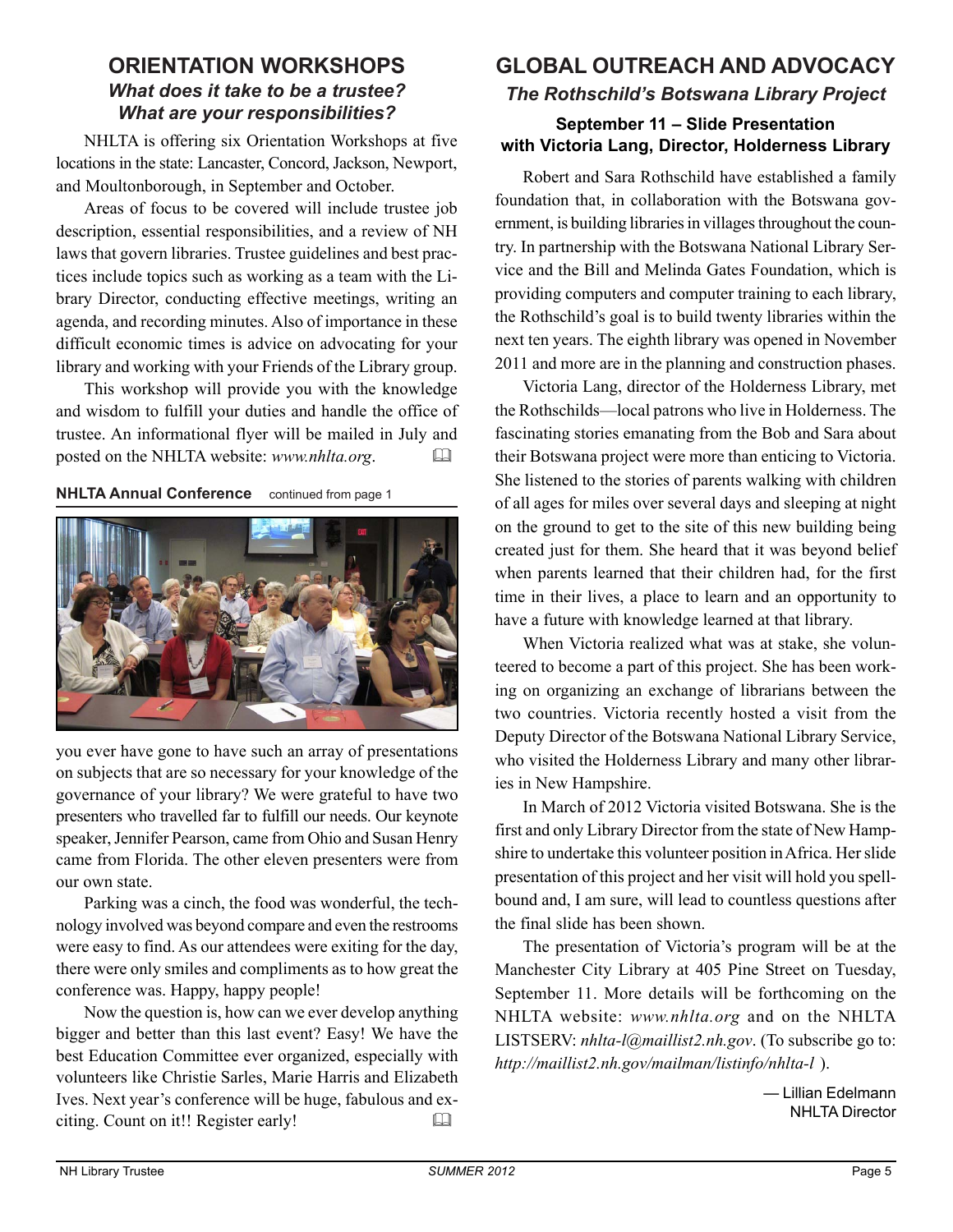## ORIENTATION WORKSHOPS

### *What does it take to be a trustee? What are your responsibilities?*

NHLTA is offering six Orientation Workshops at five locations in the state: Lancaster, Concord, Jackson, Newport, and Moultonborough, in September and October.

Areas of focus to be covered will include trustee job description, essential responsibilities, and a review of NH laws that govern libraries. Trustee guidelines and best practices include topics such as working as a team with the Library Director, conducting effective meetings, writing an agenda, and recording minutes. Also of importance in these difficult economic times is advice on advocating for your library and working with your Friends of the Library group.

This workshop will provide you with the knowledge and wisdom to fulfill your duties and handle the office of trustee. An informational flyer will be mailed in July and posted on the NHLTA website: *www.nhlta.org*.

**NHLTA Annual Conference** continued from page 1

you ever have gone to have such an array of presentations on subjects that are so necessary for your knowledge of the governance of your library? We were grateful to have two presenters who travelled far to fulfill our needs. Our keynote speaker, Jennifer Pearson, came from Ohio and Susan Henry came from Florida. The other eleven presenters were from our own state.

Parking was a cinch, the food was wonderful, the technology involved was beyond compare and even the restrooms were easy to find. As our attendees were exiting for the day, there were only smiles and compliments as to how great the conference was. Happy, happy people!

Now the question is, how can we ever develop anything bigger and better than this last event? Easy! We have the best Education Committee ever organized, especially with volunteers like Christie Sarles, Marie Harris and Elizabeth Ives. Next year's conference will be huge, fabulous and exciting. Count on it!! Register early!

## GLOBAL OUTREACH AND ADVOCACY

### *The Rothschild's Botswana Library Project*

**September 11 – Slide Presentation with Victoria Lang, Director, Holderness Library**

Robert and Sara Rothschild have established a family foundation that, in collaboration with the Botswana government, is building libraries in villages throughout the country. In partnership with the Botswana National Library Service and the Bill and Melinda Gates Foundation, which is providing computers and computer training to each library, the Rothschild's goal is to build twenty libraries within the next ten years. The eighth library was opened in November 2011 and more are in the planning and construction phases.

Victoria Lang, director of the Holderness Library, met the Rothschilds—local patrons who live in Holderness. The fascinating stories emanating from the Bob and Sara about their Botswana project were more than enticing to Victoria. She listened to the stories of parents walking with children of all ages for miles over several days and sleeping at night on the ground to get to the site of this new building being created just for them. She heard that it was beyond belief when parents learned that their children had, for the first time in their lives, a place to learn and an opportunity to have a future with knowledge learned at that library.

When Victoria realized what was at stake, she volunteered to become a part of this project. She has been working on organizing an exchange of librarians between the two countries. Victoria recently hosted a visit from the Deputy Director of the Botswana National Library Service, who visited the Holderness Library and many other libraries in New Hampshire.

In March of 2012 Victoria visited Botswana. She is the first and only Library Director from the state of New Hampshire to undertake this volunteer position in Africa. Her slide presentation of this project and her visit will hold you spellbound and, I am sure, will lead to countless questions after the final slide has been shown.

The presentation of Victoria's program will be at the Manchester City Library at 405 Pine Street on Tuesday, September 11. More details will be forthcoming on the NHLTA website: *www.nhlta.org* and on the NHLTA LISTSERV: *nhlta-l@maillist2.nh.gov*. (To subscribe go to: *http://maillist2.nh.gov/mailman/listinfo/nhlta-l* ).

— Lillian Edelmann
NHLTA Director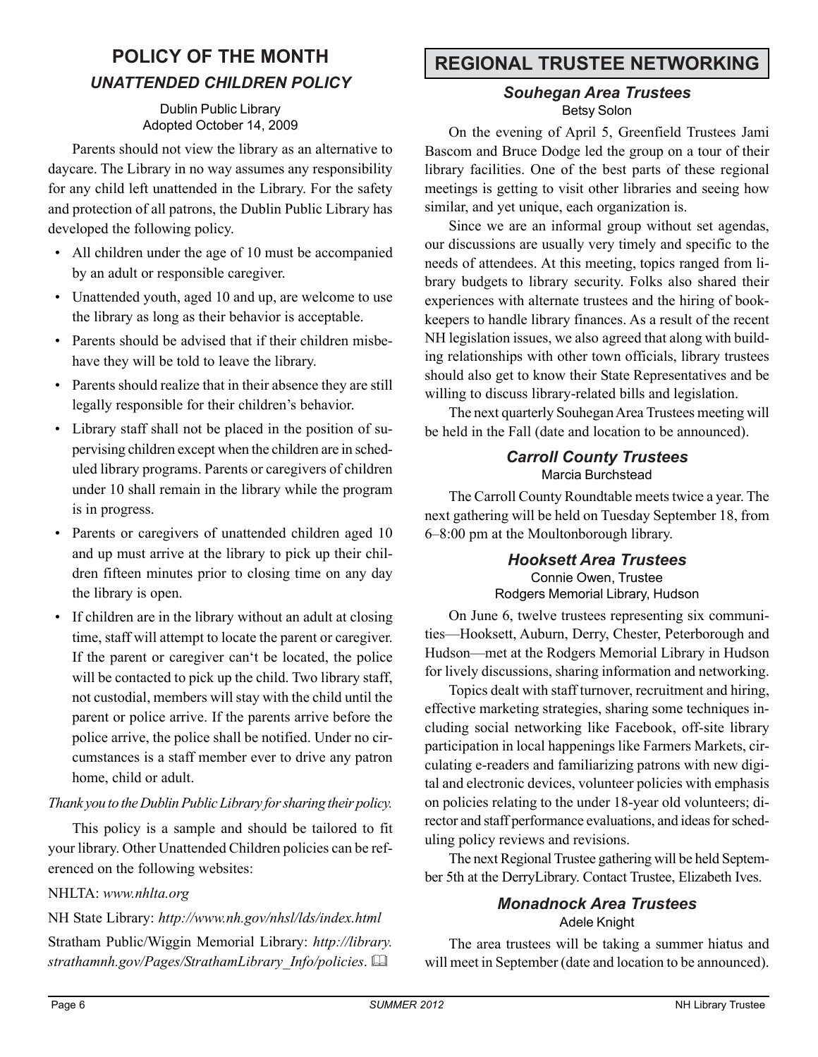## POLICY OF THE MONTH

### *UNATTENDED CHILDREN POLICY*

Dublin Public Library
Adopted October 14, 2009

Parents should not view the library as an alternative to daycare. The Library in no way assumes any responsibility for any child left unattended in the Library. For the safety and protection of all patrons, the Dublin Public Library has developed the following policy.

- All children under the age of 10 must be accompanied by an adult or responsible caregiver.
- Unattended youth, aged 10 and up, are welcome to use the library as long as their behavior is acceptable.
- Parents should be advised that if their children misbehave they will be told to leave the library.
- Parents should realize that in their absence they are still legally responsible for their children's behavior.
- Library staff shall not be placed in the position of supervising children except when the children are in scheduled library programs. Parents or caregivers of children under 10 shall remain in the library while the program is in progress.
- Parents or caregivers of unattended children aged 10 and up must arrive at the library to pick up their children fifteen minutes prior to closing time on any day the library is open.
- If children are in the library without an adult at closing time, staff will attempt to locate the parent or caregiver. If the parent or caregiver can't be located, the police will be contacted to pick up the child. Two library staff, not custodial, members will stay with the child until the parent or police arrive. If the parents arrive before the police arrive, the police shall be notified. Under no circumstances is a staff member ever to drive any patron home, child or adult.

*Thank you to the Dublin Public Library for sharing their policy.*

This policy is a sample and should be tailored to fit your library. Other Unattended Children policies can be referenced on the following websites:

NHLTA: *www.nhlta.org*

NH State Library: *http://www.nh.gov/nhsl/lds/index.html*

Stratham Public/Wiggin Memorial Library: *http://library.strathamnh.gov/Pages/StrathamLibrary_Info/policies*.

## REGIONAL TRUSTEE NETWORKING

### *Souhegan Area Trustees*

Betsy Solon

On the evening of April 5, Greenfield Trustees Jami Bascom and Bruce Dodge led the group on a tour of their library facilities. One of the best parts of these regional meetings is getting to visit other libraries and seeing how similar, and yet unique, each organization is.

Since we are an informal group without set agendas, our discussions are usually very timely and specific to the needs of attendees. At this meeting, topics ranged from library budgets to library security. Folks also shared their experiences with alternate trustees and the hiring of bookkeepers to handle library finances. As a result of the recent NH legislation issues, we also agreed that along with building relationships with other town officials, library trustees should also get to know their State Representatives and be willing to discuss library-related bills and legislation.

The next quarterly Souhegan Area Trustees meeting will be held in the Fall (date and location to be announced).

### *Carroll County Trustees*

Marcia Burchstead

The Carroll County Roundtable meets twice a year. The next gathering will be held on Tuesday September 18, from 6–8:00 pm at the Moultonborough library.

### *Hooksett Area Trustees*

Connie Owen, Trustee
Rodgers Memorial Library, Hudson

On June 6, twelve trustees representing six communities—Hooksett, Auburn, Derry, Chester, Peterborough and Hudson—met at the Rodgers Memorial Library in Hudson for lively discussions, sharing information and networking.

Topics dealt with staff turnover, recruitment and hiring, effective marketing strategies, sharing some techniques including social networking like Facebook, off-site library participation in local happenings like Farmers Markets, circulating e-readers and familiarizing patrons with new digital and electronic devices, volunteer policies with emphasis on policies relating to the under 18-year old volunteers; director and staff performance evaluations, and ideas for scheduling policy reviews and revisions.

The next Regional Trustee gathering will be held September 5th at the DerryLibrary. Contact Trustee, Elizabeth Ives.

### *Monadnock Area Trustees*

Adele Knight

The area trustees will be taking a summer hiatus and will meet in September (date and location to be announced).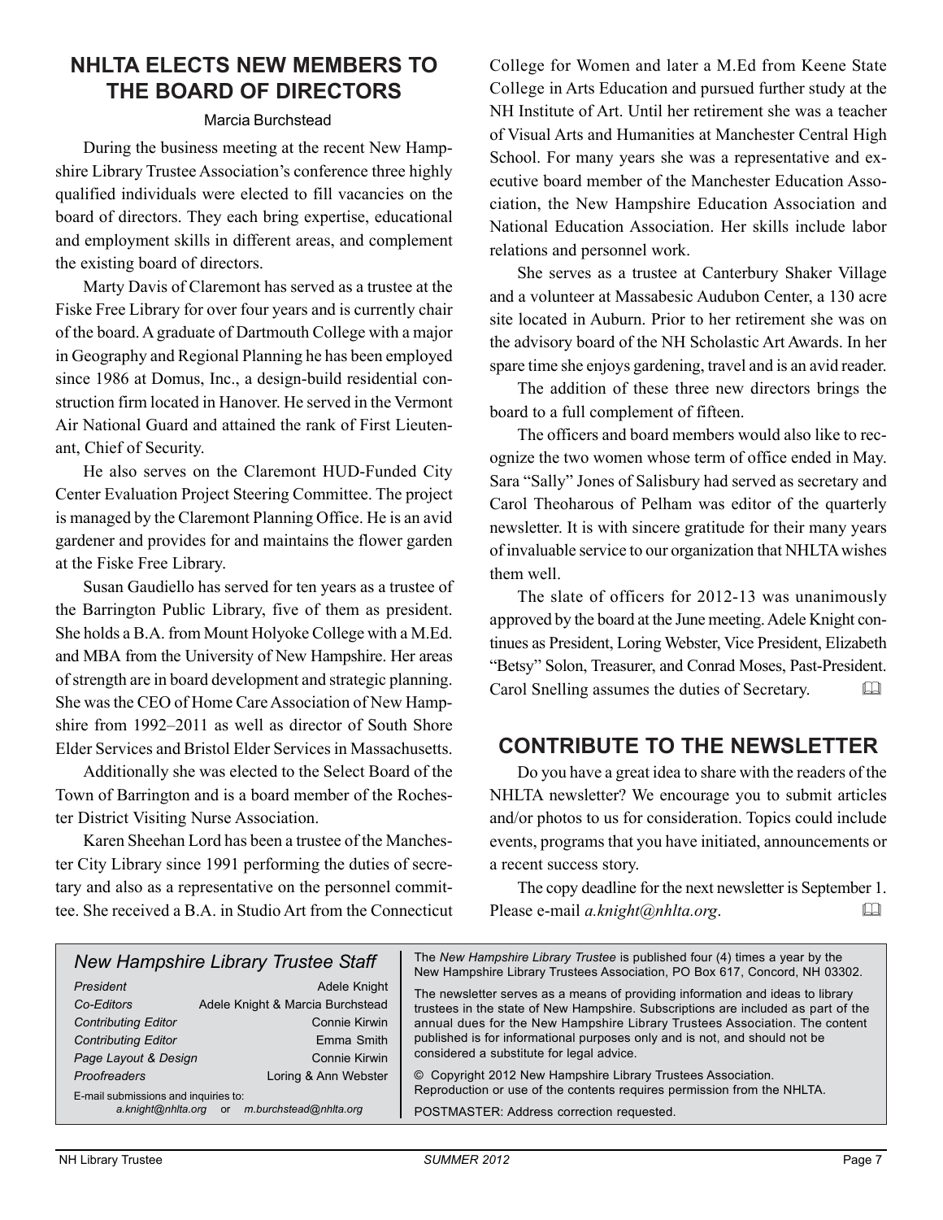## NHLTA ELECTS NEW MEMBERS TO THE BOARD OF DIRECTORS

Marcia Burchstead

During the business meeting at the recent New Hampshire Library Trustee Association's conference three highly qualified individuals were elected to fill vacancies on the board of directors. They each bring expertise, educational and employment skills in different areas, and complement the existing board of directors.

Marty Davis of Claremont has served as a trustee at the Fiske Free Library for over four years and is currently chair of the board. A graduate of Dartmouth College with a major in Geography and Regional Planning he has been employed since 1986 at Domus, Inc., a design-build residential construction firm located in Hanover. He served in the Vermont Air National Guard and attained the rank of First Lieutenant, Chief of Security.

He also serves on the Claremont HUD-Funded City Center Evaluation Project Steering Committee. The project is managed by the Claremont Planning Office. He is an avid gardener and provides for and maintains the flower garden at the Fiske Free Library.

Susan Gaudiello has served for ten years as a trustee of the Barrington Public Library, five of them as president. She holds a B.A. from Mount Holyoke College with a M.Ed. and MBA from the University of New Hampshire. Her areas of strength are in board development and strategic planning. She was the CEO of Home Care Association of New Hampshire from 1992–2011 as well as director of South Shore Elder Services and Bristol Elder Services in Massachusetts.

Additionally she was elected to the Select Board of the Town of Barrington and is a board member of the Rochester District Visiting Nurse Association.

Karen Sheehan Lord has been a trustee of the Manchester City Library since 1991 performing the duties of secretary and also as a representative on the personnel committee. She received a B.A. in Studio Art from the Connecticut College for Women and later a M.Ed from Keene State College in Arts Education and pursued further study at the NH Institute of Art. Until her retirement she was a teacher of Visual Arts and Humanities at Manchester Central High School. For many years she was a representative and executive board member of the Manchester Education Association, the New Hampshire Education Association and National Education Association. Her skills include labor relations and personnel work.

She serves as a trustee at Canterbury Shaker Village and a volunteer at Massabesic Audubon Center, a 130 acre site located in Auburn. Prior to her retirement she was on the advisory board of the NH Scholastic Art Awards. In her spare time she enjoys gardening, travel and is an avid reader.

The addition of these three new directors brings the board to a full complement of fifteen.

The officers and board members would also like to recognize the two women whose term of office ended in May. Sara "Sally" Jones of Salisbury had served as secretary and Carol Theoharous of Pelham was editor of the quarterly newsletter. It is with sincere gratitude for their many years of invaluable service to our organization that NHLTA wishes them well.

The slate of officers for 2012-13 was unanimously approved by the board at the June meeting. Adele Knight continues as President, Loring Webster, Vice President, Elizabeth "Betsy" Solon, Treasurer, and Conrad Moses, Past-President. Carol Snelling assumes the duties of Secretary.

## CONTRIBUTE TO THE NEWSLETTER

Do you have a great idea to share with the readers of the NHLTA newsletter? We encourage you to submit articles and/or photos to us for consideration. Topics could include events, programs that you have initiated, announcements or a recent success story.

The copy deadline for the next newsletter is September 1. Please e-mail *a.knight@nhlta.org*.

### *New Hampshire Library Trustee Staff*

| | |
|---|---|
| *President* | Adele Knight |
| *Co-Editors* | Adele Knight & Marcia Burchstead |
| *Contributing Editor* | Connie Kirwin |
| *Contributing Editor* | Emma Smith |
| *Page Layout & Design* | Connie Kirwin |
| *Proofreaders* | Loring & Ann Webster |

E-mail submissions and inquiries to: *a.knight@nhlta.org* or *m.burchstead@nhlta.org*

The *New Hampshire Library Trustee* is published four (4) times a year by the New Hampshire Library Trustees Association, PO Box 617, Concord, NH 03302.

The newsletter serves as a means of providing information and ideas to library trustees in the state of New Hampshire. Subscriptions are included as part of the annual dues for the New Hampshire Library Trustees Association. The content published is for informational purposes only and is not, and should not be considered a substitute for legal advice.

© Copyright 2012 New Hampshire Library Trustees Association. Reproduction or use of the contents requires permission from the NHLTA.

POSTMASTER: Address correction requested.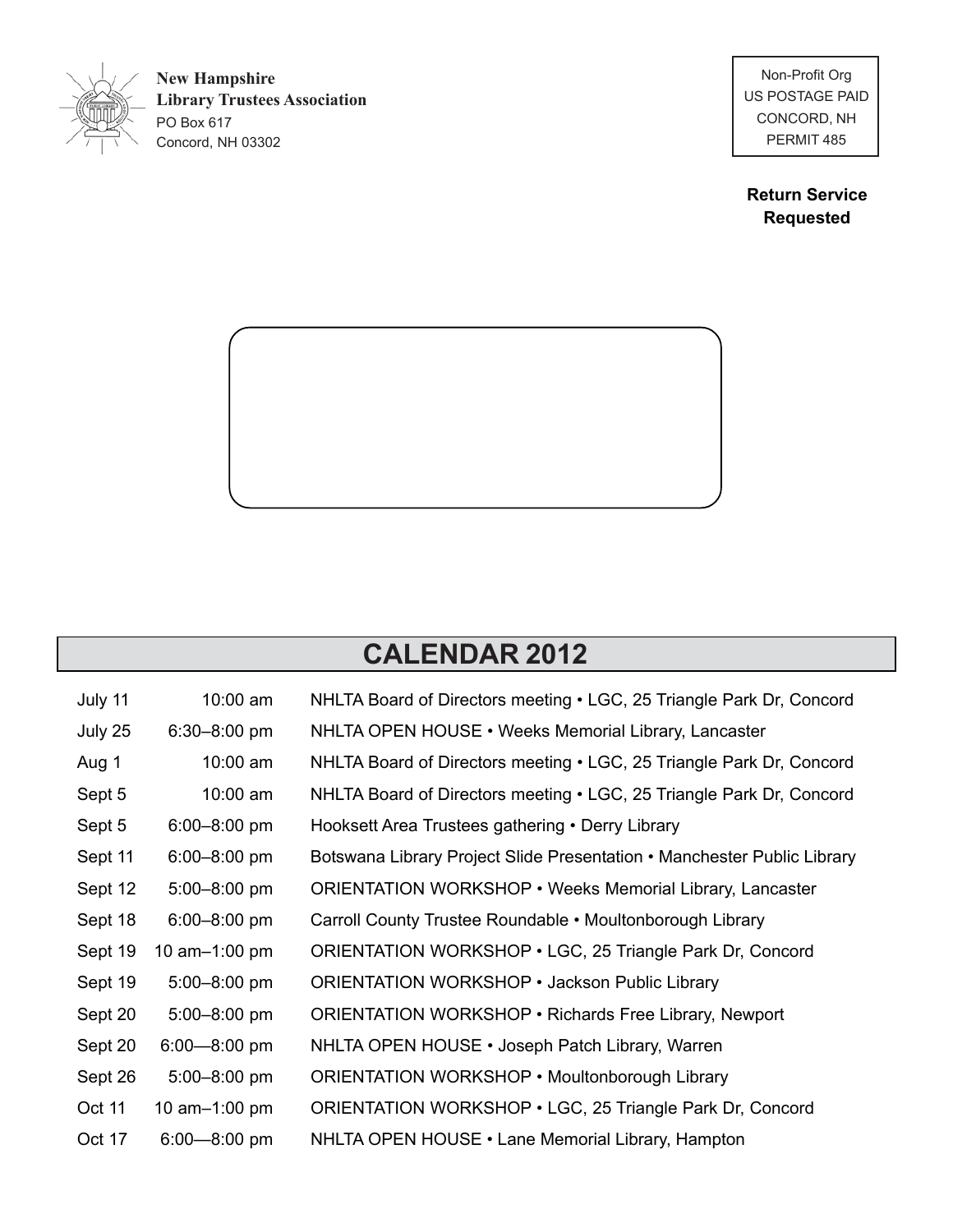**New Hampshire**
**Library Trustees Association**
PO Box 617
Concord, NH 03302

Non-Profit Org
US POSTAGE PAID
CONCORD, NH
PERMIT 485

**Return Service Requested**

## CALENDAR 2012

| | | |
|---|---|---|
| July 11 | 10:00 am | NHLTA Board of Directors meeting • LGC, 25 Triangle Park Dr, Concord |
| July 25 | 6:30–8:00 pm | NHLTA OPEN HOUSE • Weeks Memorial Library, Lancaster |
| Aug 1 | 10:00 am | NHLTA Board of Directors meeting • LGC, 25 Triangle Park Dr, Concord |
| Sept 5 | 10:00 am | NHLTA Board of Directors meeting • LGC, 25 Triangle Park Dr, Concord |
| Sept 5 | 6:00–8:00 pm | Hooksett Area Trustees gathering • Derry Library |
| Sept 11 | 6:00–8:00 pm | Botswana Library Project Slide Presentation • Manchester Public Library |
| Sept 12 | 5:00–8:00 pm | ORIENTATION WORKSHOP • Weeks Memorial Library, Lancaster |
| Sept 18 | 6:00–8:00 pm | Carroll County Trustee Roundable • Moultonborough Library |
| Sept 19 | 10 am–1:00 pm | ORIENTATION WORKSHOP • LGC, 25 Triangle Park Dr, Concord |
| Sept 19 | 5:00–8:00 pm | ORIENTATION WORKSHOP • Jackson Public Library |
| Sept 20 | 5:00–8:00 pm | ORIENTATION WORKSHOP • Richards Free Library, Newport |
| Sept 20 | 6:00—8:00 pm | NHLTA OPEN HOUSE • Joseph Patch Library, Warren |
| Sept 26 | 5:00–8:00 pm | ORIENTATION WORKSHOP • Moultonborough Library |
| Oct 11 | 10 am–1:00 pm | ORIENTATION WORKSHOP • LGC, 25 Triangle Park Dr, Concord |
| Oct 17 | 6:00—8:00 pm | NHLTA OPEN HOUSE • Lane Memorial Library, Hampton |